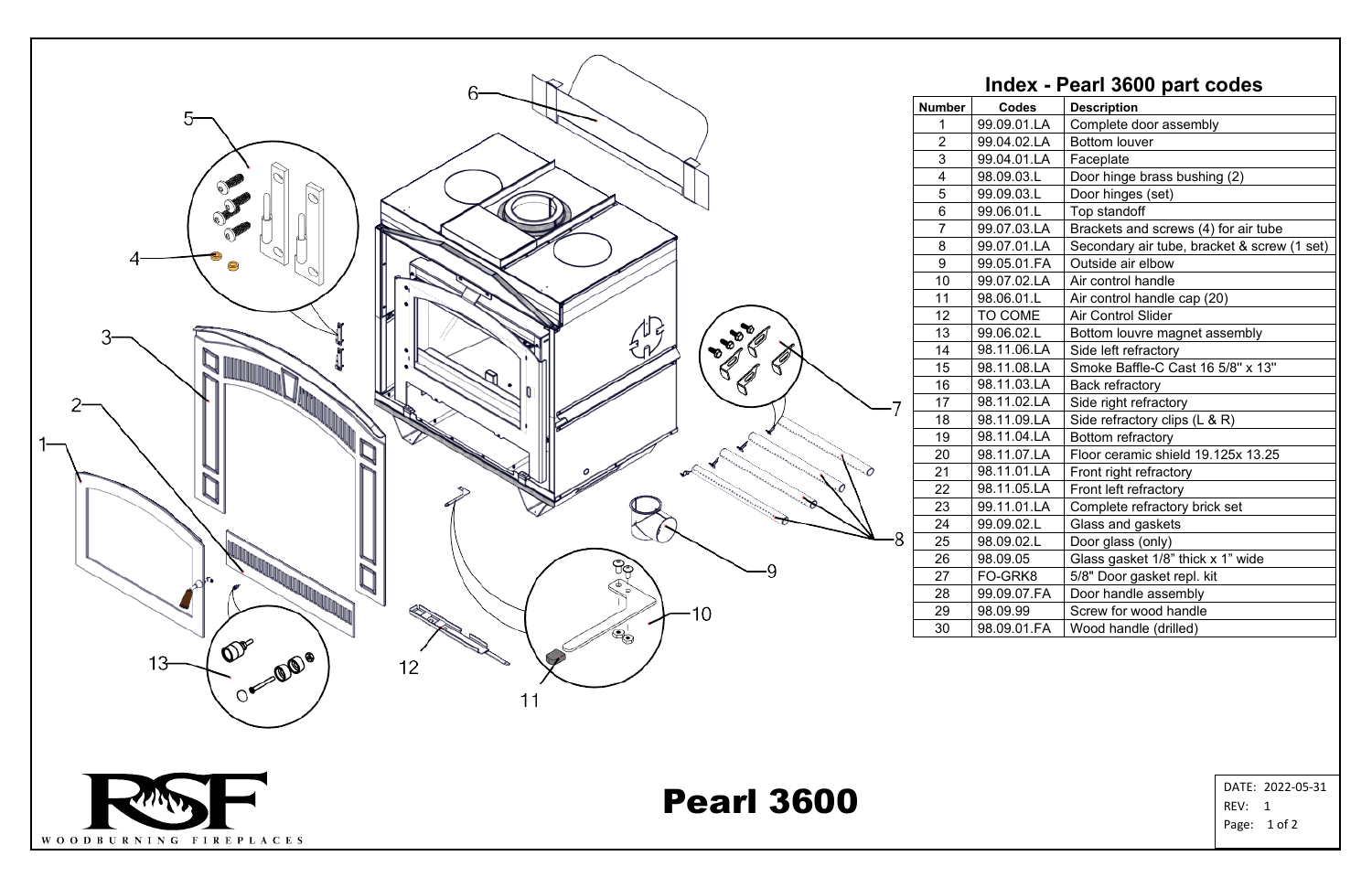# Index - Pearl 3600 part codes

| Number | Codes | Description |
|---|---|---|
| 1 | 99.09.01.LA | Complete door assembly |
| 2 | 99.04.02.LA | Bottom louver |
| 3 | 99.04.01.LA | Faceplate |
| 4 | 98.09.03.L | Door hinge brass bushing (2) |
| 5 | 99.09.03.L | Door hinges (set) |
| 6 | 99.06.01.L | Top standoff |
| 7 | 99.07.03.LA | Brackets and screws (4) for air tube |
| 8 | 99.07.01.LA | Secondary air tube, bracket & screw (1 set) |
| 9 | 99.05.01.FA | Outside air elbow |
| 10 | 99.07.02.LA | Air control handle |
| 11 | 98.06.01.L | Air control handle cap (20) |
| 12 | TO COME | Air Control Slider |
| 13 | 99.06.02.L | Bottom louvre magnet assembly |
| 14 | 98.11.06.LA | Side left refractory |
| 15 | 98.11.08.LA | Smoke Baffle-C Cast 16 5/8" x 13" |
| 16 | 98.11.03.LA | Back refractory |
| 17 | 98.11.02.LA | Side right refractory |
| 18 | 98.11.09.LA | Side refractory clips (L & R) |
| 19 | 98.11.04.LA | Bottom refractory |
| 20 | 98.11.07.LA | Floor ceramic shield 19.125x 13.25 |
| 21 | 98.11.01.LA | Front right refractory |
| 22 | 98.11.05.LA | Front left refractory |
| 23 | 99.11.01.LA | Complete refractory brick set |
| 24 | 99.09.02.L | Glass and gaskets |
| 25 | 98.09.02.L | Door glass (only) |
| 26 | 98.09.05 | Glass gasket 1/8" thick x 1" wide |
| 27 | FO-GRK8 | 5/8" Door gasket repl. kit |
| 28 | 99.09.07.FA | Door handle assembly |
| 29 | 98.09.99 | Screw for wood handle |
| 30 | 98.09.01.FA | Wood handle (drilled) |

RSF WOODBURNING FIREPLACES

# Pearl 3600

DATE: 2022-05-31
REV: 1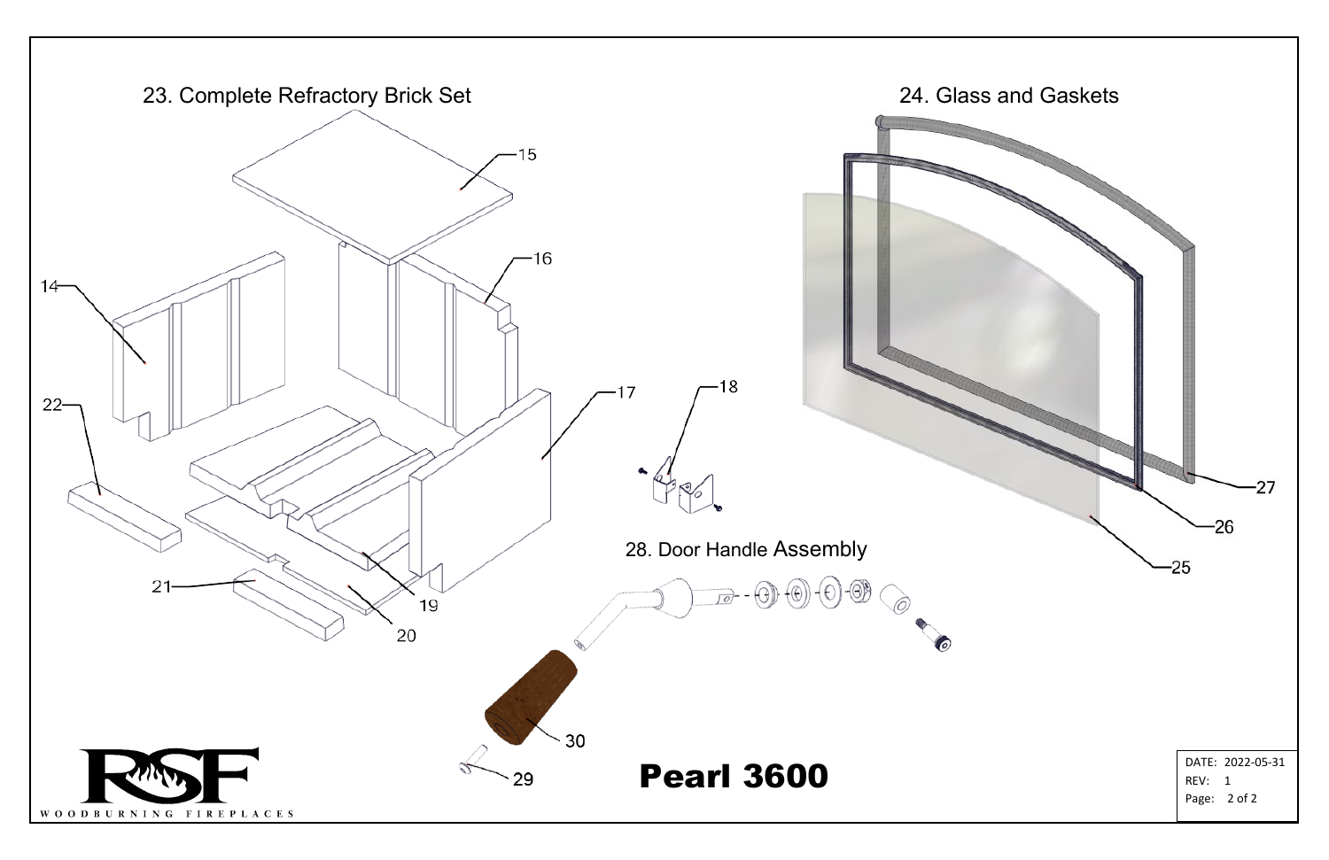## 23. Complete Refractory Brick Set

15

16

14

17

22

21

19

20

18

## 24. Glass and Gaskets

27

26

25

## 28. Door Handle Assembly

30

29

# Pearl 3600

RSF
WOODBURNING FIREPLACES

DATE: 2022-05-31
REV: 1